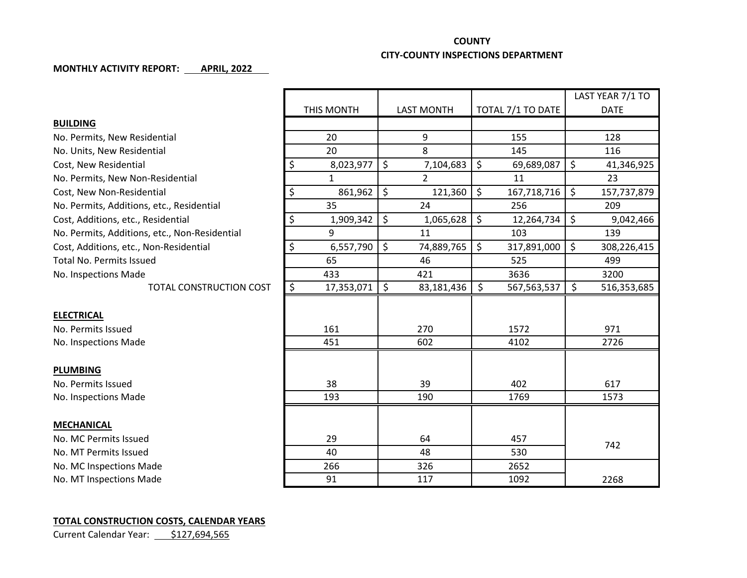**COUNTY**

**CITY-COUNTY INSPECTIONS DEPARTMENT**

**MONTHLY ACTIVITY REPORT: APRIL, 2022**

| | THIS MONTH | LAST MONTH | TOTAL 7/1 TO DATE | LAST YEAR 7/1 TO DATE |
|---|---|---|---|---|
| **BUILDING** | | | | |
| No. Permits, New Residential | 20 | 9 | 155 | 128 |
| No. Units, New Residential | 20 | 8 | 145 | 116 |
| Cost, New Residential | $ 8,023,977 | $ 7,104,683 | $ 69,689,087 | $ 41,346,925 |
| No. Permits, New Non-Residential | 1 | 2 | 11 | 23 |
| Cost, New Non-Residential | $ 861,962 | $ 121,360 | $ 167,718,716 | $ 157,737,879 |
| No. Permits, Additions, etc., Residential | 35 | 24 | 256 | 209 |
| Cost, Additions, etc., Residential | $ 1,909,342 | $ 1,065,628 | $ 12,264,734 | $ 9,042,466 |
| No. Permits, Additions, etc., Non-Residential | 9 | 11 | 103 | 139 |
| Cost, Additions, etc., Non-Residential | $ 6,557,790 | $ 74,889,765 | $ 317,891,000 | $ 308,226,415 |
| Total No. Permits Issued | 65 | 46 | 525 | 499 |
| No. Inspections Made | 433 | 421 | 3636 | 3200 |
| TOTAL CONSTRUCTION COST | $ 17,353,071 | $ 83,181,436 | $ 567,563,537 | $ 516,353,685 |
| **ELECTRICAL** | | | | |
| No. Permits Issued | 161 | 270 | 1572 | 971 |
| No. Inspections Made | 451 | 602 | 4102 | 2726 |
| **PLUMBING** | | | | |
| No. Permits Issued | 38 | 39 | 402 | 617 |
| No. Inspections Made | 193 | 190 | 1769 | 1573 |
| **MECHANICAL** | | | | |
| No. MC Permits Issued | 29 | 64 | 457 | 742 |
| No. MT Permits Issued | 40 | 48 | 530 | |
| No. MC Inspections Made | 266 | 326 | 2652 | 2268 |
| No. MT Inspections Made | 91 | 117 | 1092 | |

**TOTAL CONSTRUCTION COSTS, CALENDAR YEARS**

Current Calendar Year: $127,694,565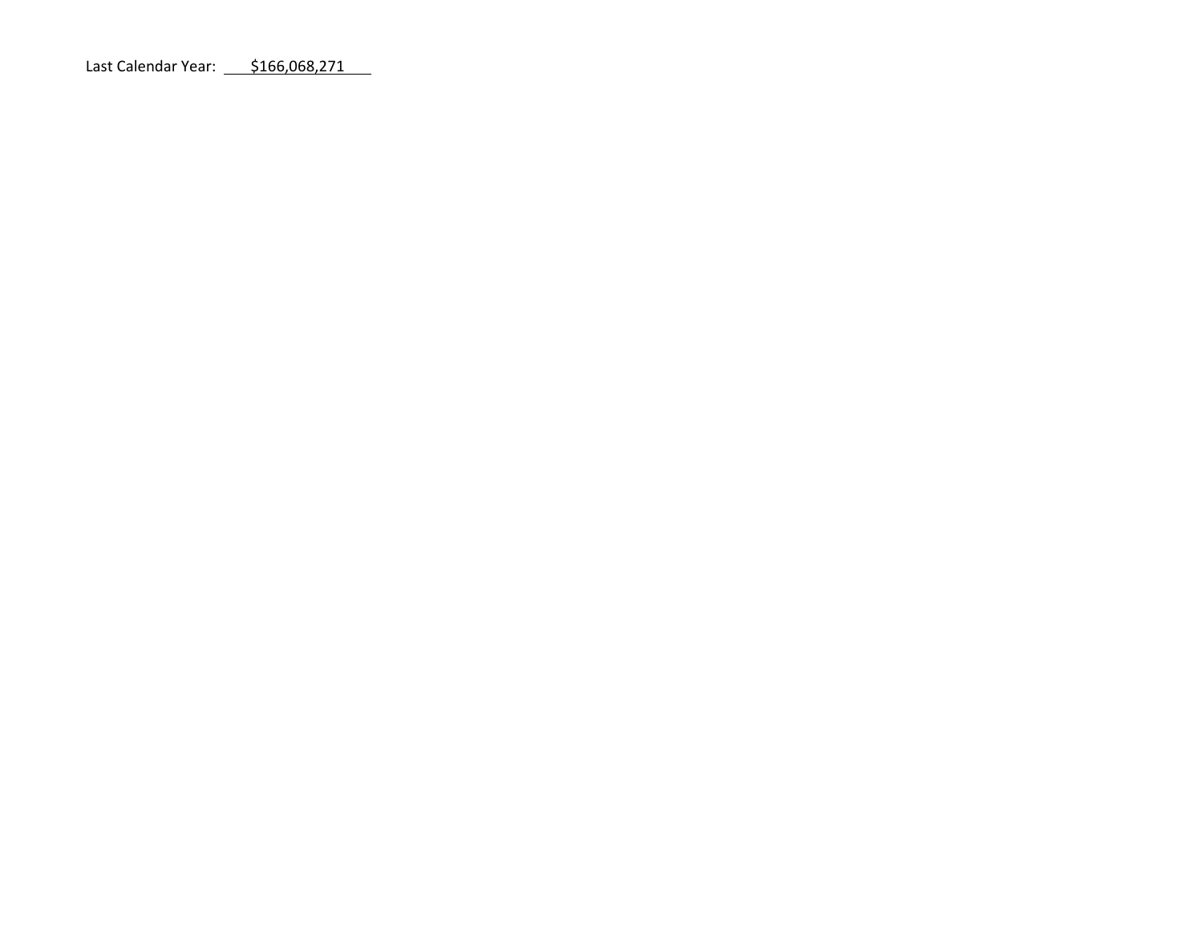Last Calendar Year: $166,068,271